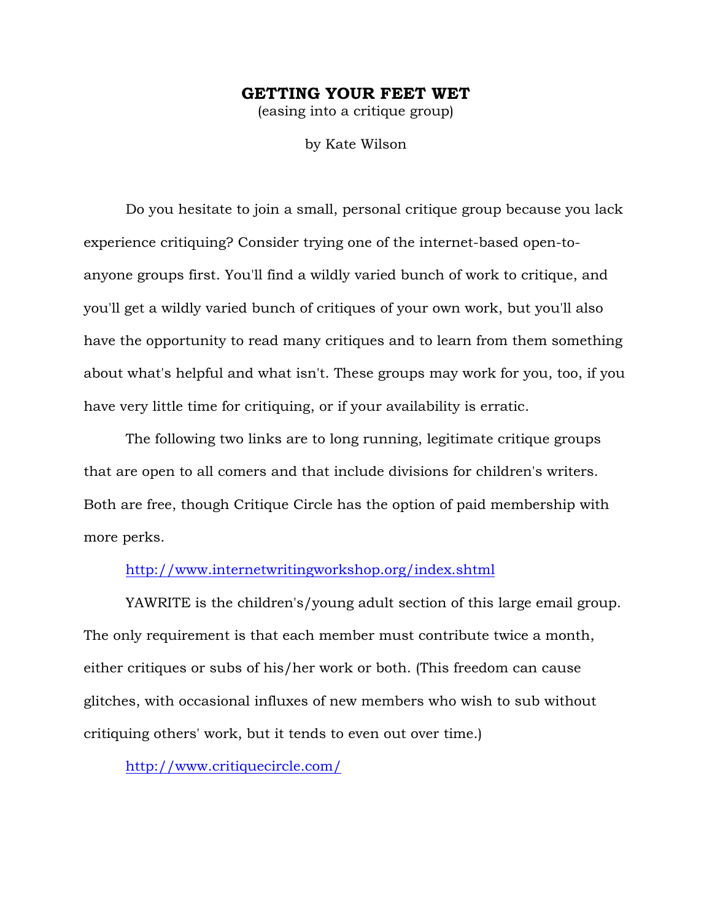# GETTING YOUR FEET WET

(easing into a critique group)

by Kate Wilson

Do you hesitate to join a small, personal critique group because you lack experience critiquing? Consider trying one of the internet-based open-to-anyone groups first. You'll find a wildly varied bunch of work to critique, and you'll get a wildly varied bunch of critiques of your own work, but you'll also have the opportunity to read many critiques and to learn from them something about what's helpful and what isn't. These groups may work for you, too, if you have very little time for critiquing, or if your availability is erratic.

The following two links are to long running, legitimate critique groups that are open to all comers and that include divisions for children's writers. Both are free, though Critique Circle has the option of paid membership with more perks.

http://www.internetwritingworkshop.org/index.shtml

YAWRITE is the children's/young adult section of this large email group. The only requirement is that each member must contribute twice a month, either critiques or subs of his/her work or both. (This freedom can cause glitches, with occasional influxes of new members who wish to sub without critiquing others' work, but it tends to even out over time.)

http://www.critiquecircle.com/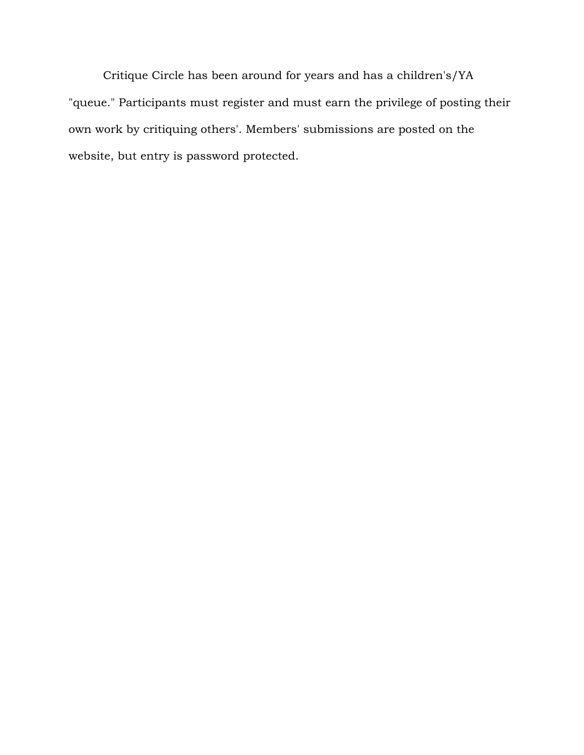Critique Circle has been around for years and has a children's/YA "queue." Participants must register and must earn the privilege of posting their own work by critiquing others'. Members' submissions are posted on the website, but entry is password protected.